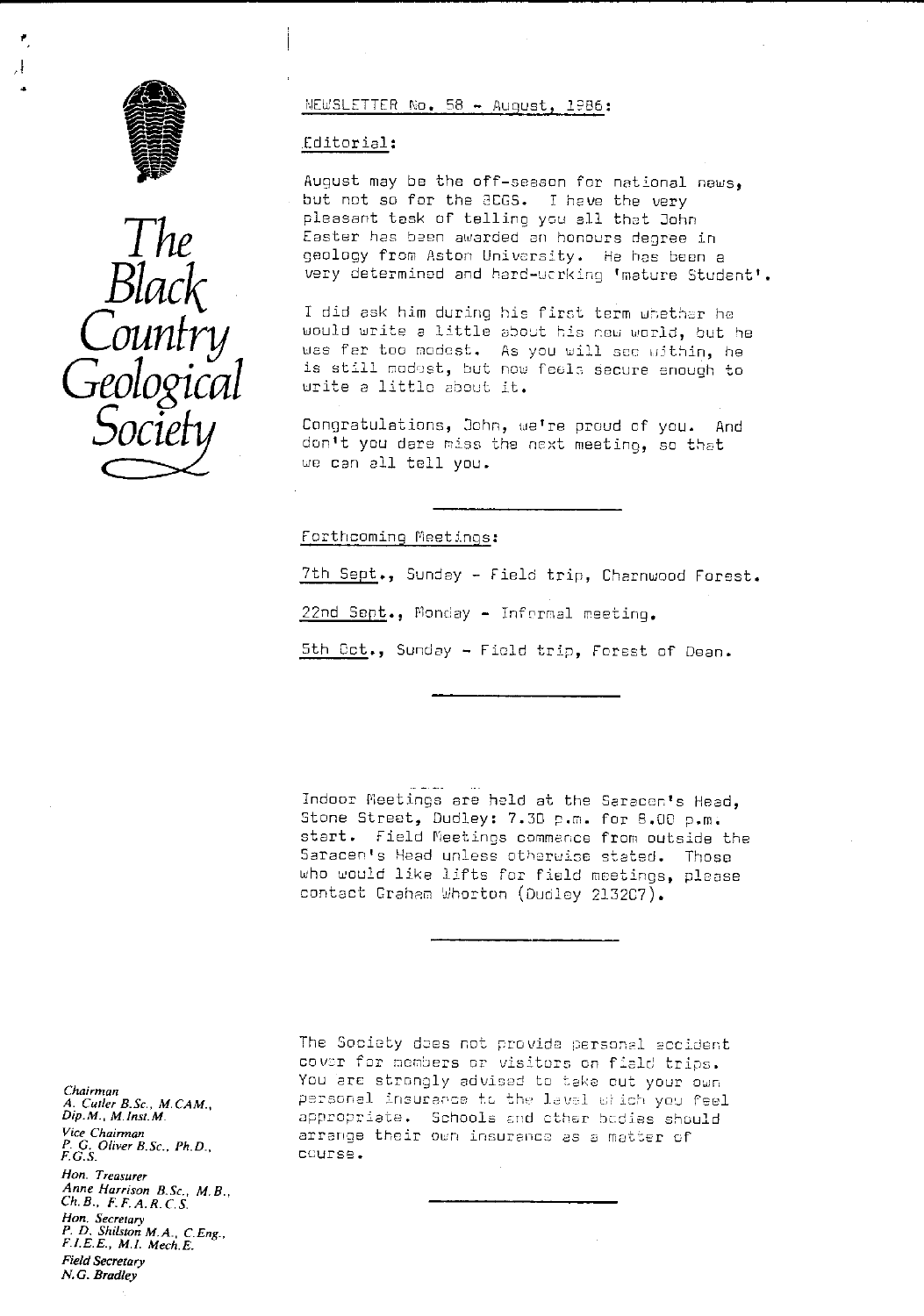The Black Country Geological Society

NEWSLETTER No. 58 - August, 1986:

Editorial:

August may be the off-season for national news, but not so for the BCGS. I have the very pleasant task of telling you all that John Easter has been awarded an honours degree in geology from Aston University. He has been a very determined and hard-working 'mature Student'.

I did ask him during his first term whether he would write a little about his new world, but he was far too modest. As you will see within, he is still modest, but now feels secure enough to write a little about it.

Congratulations, John, we're proud of you. And don't you dare miss the next meeting, so that we can all tell you.

---

Forthcoming Meetings:

7th Sept., Sunday - Field trip, Charnwood Forest.

22nd Sept., Monday - Informal meeting.

5th Oct., Sunday - Field trip, Forest of Dean.

---

Indoor Meetings are held at the Saracen's Head, Stone Street, Dudley: 7.30 p.m. for 8.00 p.m. start. Field Meetings commence from outside the Saracen's Head unless otherwise stated. Those who would like lifts for field meetings, please contact Graham Whorton (Dudley 213207).

---

The Society does not provide personal accident cover for members or visitors on field trips. You are strongly advised to take out your own personal insurance to the level which you feel appropriate. Schools and other bodies should arrange their own insurance as a matter of course.

---

*Chairman*
A. Cutler B.Sc., M.CAM., Dip.M., M.Inst.M.

*Vice Chairman*
P. G. Oliver B.Sc., Ph.D., F.G.S.

*Hon. Treasurer*
Anne Harrison B.Sc., M.B., Ch.B., F.F.A.R.C.S.

*Hon. Secretary*
P. D. Shilston M.A., C.Eng., F.I.E.E., M.I. Mech.E.

*Field Secretary*
N.G. Bradley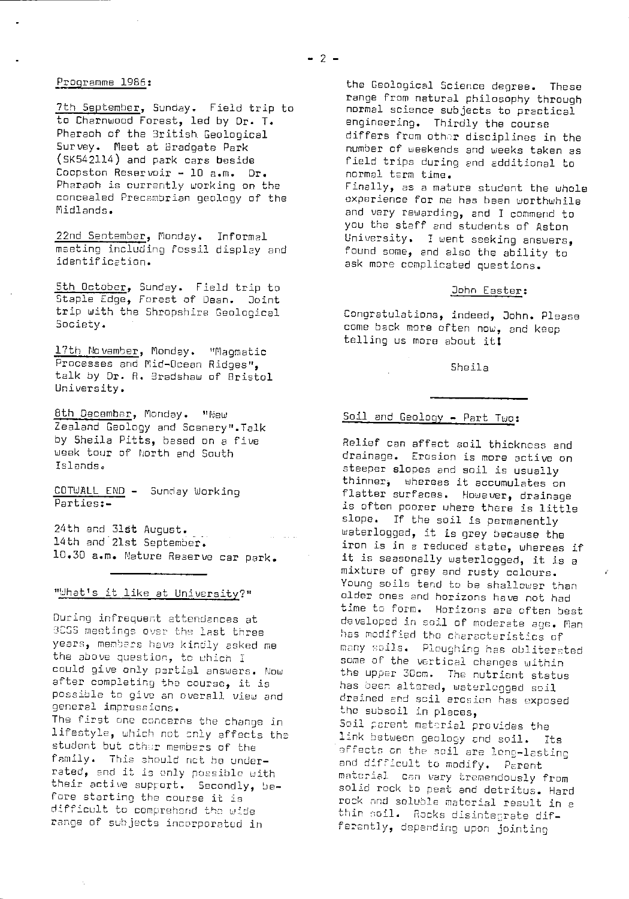Programme 1986:

7th September, Sunday. Field trip to to Charnwood Forest, led by Dr. T. Pharaoh of the British Geological Survey. Meet at Bradgate Park (SK542114) and park cars beside Coopston Reservoir - 10 a.m. Dr. Pharaoh is currently working on the concealed Precambrian geology of the Midlands.

22nd September, Monday. Informal meeting including fossil display and identification.

5th October, Sunday. Field trip to Staple Edge, Forest of Dean. Joint trip with the Shropshire Geological Society.

17th November, Monday. "Magmatic Processes and Mid-Ocean Ridges", talk by Dr. R. Bradshaw of Bristol University.

8th December, Monday. "New Zealand Geology and Scenery". Talk by Sheila Pitts, based on a five week tour of North and South Islands.

COTWALL END - Sunday Working Parties:-

24th and 31st August.
14th and 21st September.
10.30 a.m. Nature Reserve car park.

---

"What's it like at University?"

During infrequent attendances at BCGS meetings over the last three years, members have kindly asked me the above question, to which I could give only partial answers. Now after completing the course, it is possible to give an overall view and general impressions.
The first one concerns the change in lifestyle, which not only affects the student but other members of the family. This should not be underrated, and it is only possible with their active support. Secondly, before starting the course it is difficult to comprehend the wide range of subjects incorporated in the Geological Science degree. These range from natural philosophy through normal science subjects to practical engineering. Thirdly the course differs from other disciplines in the number of weekends and weeks taken as field trips during and additional to normal term time.
Finally, as a mature student the whole experience for me has been worthwhile and very rewarding, and I commend to you the staff and students of Aston University. I went seeking answers, found some, and also the ability to ask more complicated questions.

John Easter:

Congratulations, indeed, John. Please come back more often now, and keep telling us more about it!

Sheila

---

Soil and Geology - Part Two:

Relief can affect soil thickness and drainage. Erosion is more active on steeper slopes and soil is usually thinner, whereas it accumulates on flatter surfaces. However, drainage is often poorer where there is little slope. If the soil is permanently waterlogged, it is grey because the iron is in a reduced state, whereas if it is seasonally waterlogged, it is a mixture of grey and rusty colours. Young soils tend to be shallower than older ones and horizons have not had time to form. Horizons are often best developed in soil of moderate age. Man has modified the characteristics of many soils. Ploughing has obliterated some of the vertical changes within the upper 30cm. The nutrient status has been altered, waterlogged soil drained and soil erosion has exposed the subsoil in places,
Soil parent material provides the link between geology and soil. Its effects on the soil are long-lasting and difficult to modify. Parent material can vary tremendously from solid rock to peat and detritus. Hard rock and soluble material result in a thin soil. Rocks disintegrate differently, depending upon jointing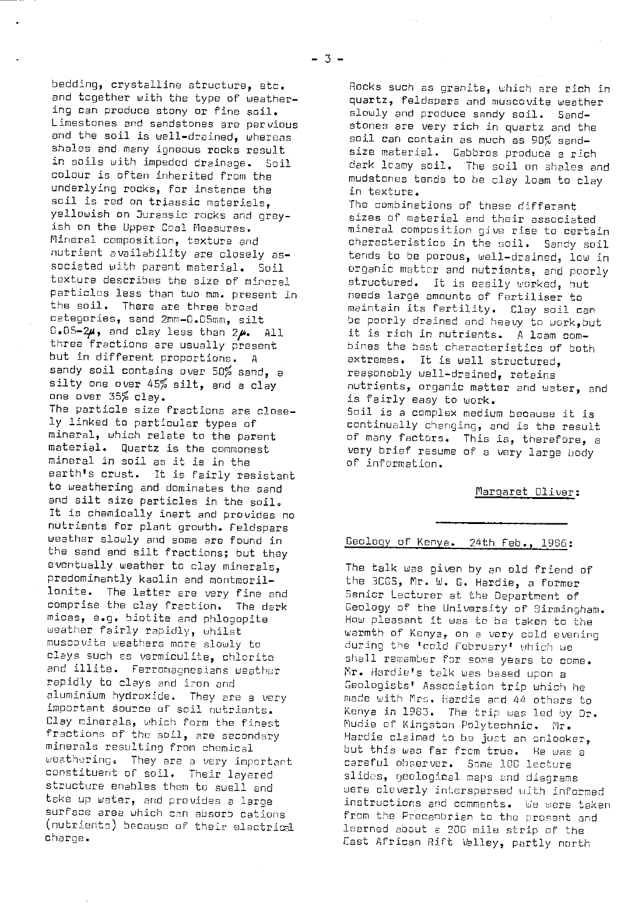bedding, crystalline structure, etc. and together with the type of weathering can produce stony or fine soil. Limestones and sandstones are pervious and the soil is well-drained, whereas shales and many igneous rocks result in soils with impeded drainage. Soil colour is often inherited from the underlying rocks, for instance the soil is red on triassic materials, yellowish on Jurassic rocks and greyish on the Upper Coal Measures.

Mineral composition, texture and nutrient availability are closely associated with parent material. Soil texture describes the size of mineral particles less than two mm. present in the soil. There are three broad categories, sand 2mm-0.05mm, silt 0.05-2$\mu$, and clay less than 2$\mu$. All three fractions are usually present but in different proportions. A sandy soil contains over 50% sand, a silty one over 45% silt, and a clay one over 35% clay.

The particle size fractions are closely linked to particular types of mineral, which relate to the parent material. Quartz is the commonest mineral in soil as it is in the earth's crust. It is fairly resistant to weathering and dominates the sand and silt size particles in the soil. It is chemically inert and provides no nutrients for plant growth. Feldspars weather slowly and some are found in the sand and silt fractions; but they eventually weather to clay minerals, predominantly kaolin and montmorillonite. The latter are very fine and comprise the clay fraction. The dark micas, e.g. biotite and phlogopite weather fairly rapidly, whilst muscovite weathers more slowly to clays such as vermiculite, chlorite and illite. Ferromagnesians weather rapidly to clays and iron and aluminium hydroxide. They are a very important source of soil nutrients. Clay minerals, which form the finest fractions of the soil, are secondary minerals resulting from chemical weathering. They are a very important constituent of soil. Their layered structure enables them to swell and take up water, and provides a large surface area which can absorb cations (nutrients) because of their electrical charge.

Rocks such as granite, which are rich in quartz, feldspars and muscovite weather slowly and produce sandy soil. Sandstones are very rich in quartz and the soil can contain as much as 90% sand-size material. Gabbros produce a rich dark loamy soil. The soil on shales and mudstones tends to be clay loam to clay in texture.

The combinations of these different sizes of material and their associated mineral composition give rise to certain characteristics in the soil. Sandy soil tends to be porous, well-drained, low in organic matter and nutrients, and poorly structured. It is easily worked, but needs large amounts of fertiliser to maintain its fertility. Clay soil can be poorly drained and heavy to work, but it is rich in nutrients. A loam combines the best characteristics of both extremes. It is well structured, reasonably well-drained, retains nutrients, organic matter and water, and is fairly easy to work.

Soil is a complex medium because it is continually changing, and is the result of many factors. This is, therefore, a very brief resume of a very large body of information.

Margaret Oliver:

---

## Geology of Kenya. 24th Feb., 1986:

The talk was given by an old friend of the BCGS, Mr. W. G. Hardie, a former Senior Lecturer at the Department of Geology of the University of Birmingham. How pleasant it was to be taken to the warmth of Kenya, on a very cold evening during the 'cold February' which we shall remember for some years to come. Mr. Hardie's talk was based upon a Geologists' Association trip which he made with Mrs. Hardie and 44 others to Kenya in 1983. The trip was led by Dr. Mudie of Kingston Polytechnic. Mr. Hardie claimed to be just an onlooker, but this was far from true. He was a careful observer. Some 100 lecture slides, geological maps and diagrams were cleverly interspersed with informed instructions and comments. We were taken from the Precambrian to the present and learned about a 200 mile strip of the East African Rift Valley, partly north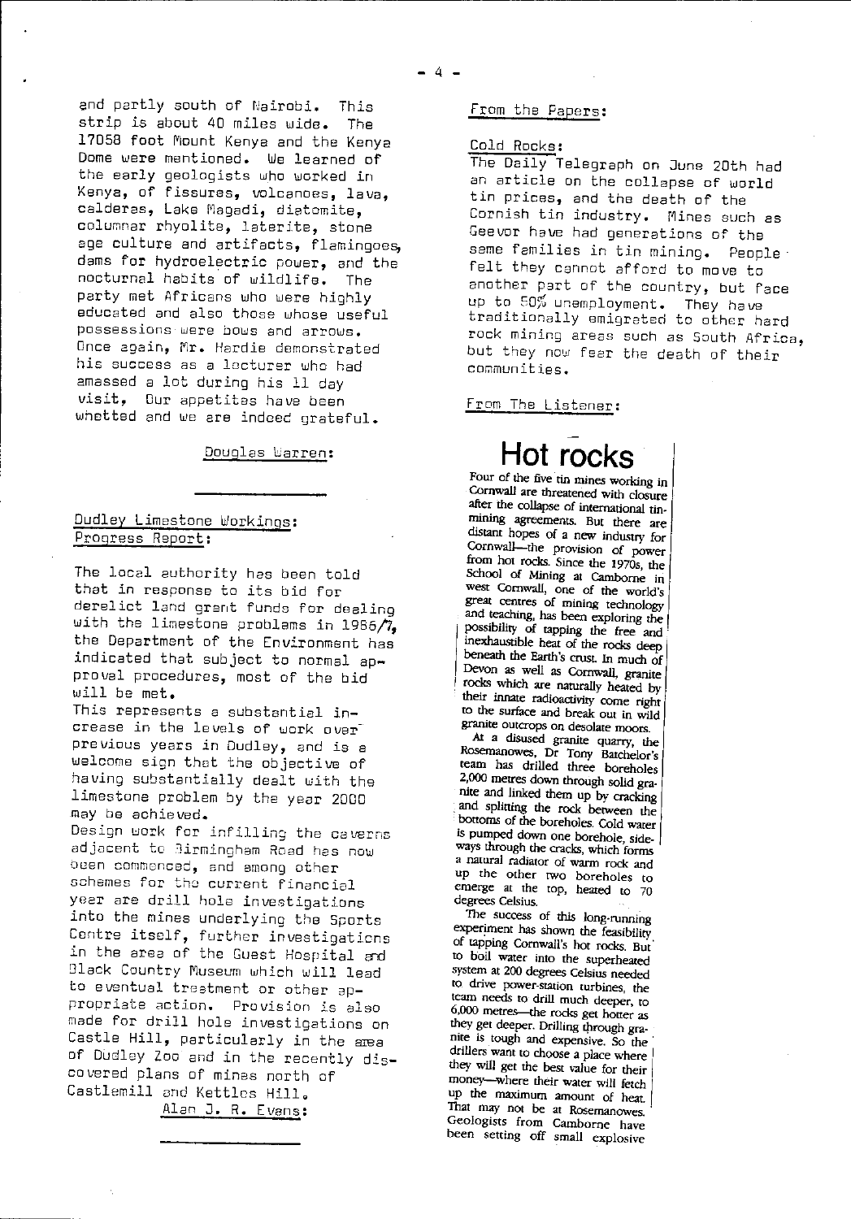and partly south of Nairobi. This strip is about 40 miles wide. The 17058 foot Mount Kenya and the Kenya Dome were mentioned. We learned of the early geologists who worked in Kenya, of fissures, volcanoes, lava, calderas, Lake Magadi, diatomite, columnar rhyolite, laterite, stone age culture and artifacts, flamingoes, dams for hydroelectric power, and the nocturnal habits of wildlife. The party met Africans who were highly educated and also those whose useful possessions were bows and arrows. Once again, Mr. Hardie demonstrated his success as a lecturer who had amassed a lot during his 11 day visit. Our appetites have been whetted and we are indeed grateful.

Douglas Warren:

---

## Dudley Limestone Workings: Progress Report:

The local authority has been told that in response to its bid for derelict land grant funds for dealing with the limestone problems in 1986/7, the Department of the Environment has indicated that subject to normal approval procedures, most of the bid will be met.

This represents a substantial increase in the levels of work over previous years in Dudley, and is a welcome sign that the objective of having substantially dealt with the limestone problem by the year 2000 may be achieved.

Design work for infilling the caverns adjacent to Birmingham Road has now been commenced, and among other schemes for the current financial year are drill hole investigations into the mines underlying the Sports Centre itself, further investigations in the area of the Guest Hospital and Black Country Museum which will lead to eventual treatment or other appropriate action. Provision is also made for drill hole investigations on Castle Hill, particularly in the area of Dudley Zoo and in the recently discovered plans of mines north of Castlemill and Kettles Hill.

Alan J. R. Evans:

---

## From the Papers:

### Cold Rocks:

The Daily Telegraph on June 20th had an article on the collapse of world tin prices, and the death of the Cornish tin industry. Mines such as Geevor have had generations of the same families in tin mining. People felt they cannot afford to move to another part of the country, but face up to 50% unemployment. They have traditionally emigrated to other hard rock mining areas such as South Africa, but they now fear the death of their communities.

### From The Listener:

# Hot rocks

Four of the five tin mines working in Cornwall are threatened with closure after the collapse of international tin-mining agreements. But there are distant hopes of a new industry for Cornwall—the provision of power from hot rocks. Since the 1970s, the School of Mining at Camborne in west Cornwall, one of the world's great centres of mining technology and teaching, has been exploring the possibility of tapping the free and inexhaustible heat of the rocks deep beneath the Earth's crust. In much of Devon as well as Cornwall, granite rocks which are naturally heated by their innate radioactivity come right to the surface and break out in wild granite outcrops on desolate moors.

At a disused granite quarry, the Rosemanowes, Dr Tony Batchelor's team has drilled three boreholes 2,000 metres down through solid granite and linked them up by cracking and splitting the rock between the bottoms of the boreholes. Cold water is pumped down one borehole, sideways through the cracks, which forms a natural radiator of warm rock and up the other two boreholes to emerge at the top, heated to 70 degrees Celsius.

The success of this long-running experiment has shown the feasibility of tapping Cornwall's hot rocks. But to boil water into the superheated system at 200 degrees Celsius needed to drive power-station turbines, the team needs to drill much deeper, to 6,000 metres—the rocks get hotter as they get deeper. Drilling through granite is tough and expensive. So the drillers want to choose a place where they will get the best value for their money—where their water will fetch up the maximum amount of heat. That may not be at Rosemanowes. Geologists from Camborne have been setting off small explosive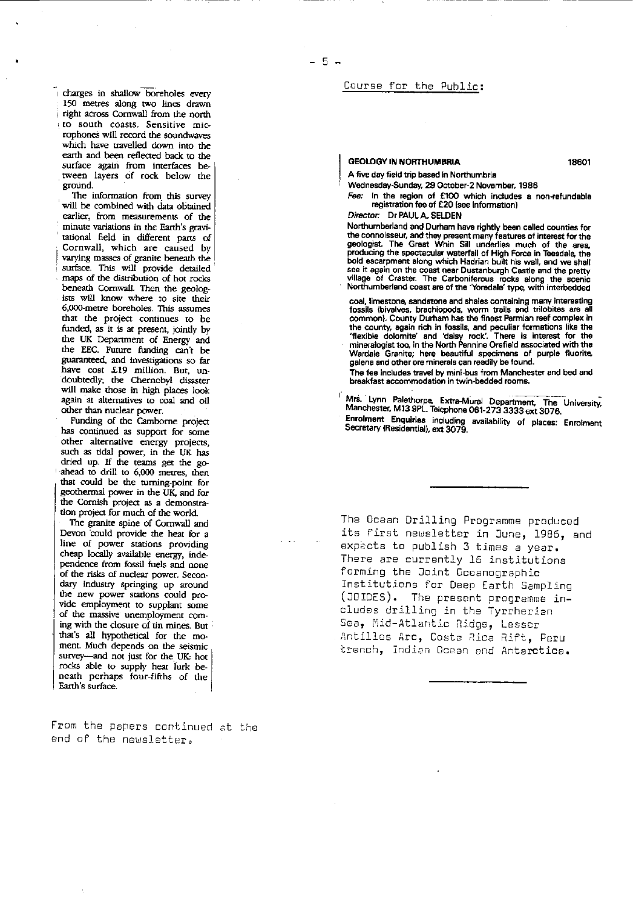charges in shallow boreholes every 150 metres along two lines drawn right across Cornwall from the north to south coasts. Sensitive microphones will record the soundwaves which have travelled down into the earth and been reflected back to the surface again from interfaces between layers of rock below the ground.

The information from this survey will be combined with data obtained earlier, from measurements of the minute variations in the Earth's gravitational field in different parts of Cornwall, which are caused by varying masses of granite beneath the surface. This will provide detailed maps of the distribution of hot rocks beneath Cornwall. Then the geologists will know where to site their 6,000-metre boreholes. This assumes that the project continues to be funded, as it is at present, jointly by the UK Department of Energy and the EEC. Future funding can't be guaranteed, and investigations so far have cost £19 million. But, undoubtedly, the Chernobyl disaster will make those in high places look again at alternatives to coal and oil other than nuclear power.

Funding of the Camborne project has continued as support for some other alternative energy projects, such as tidal power, in the UK has dried up. If the teams get the go-ahead to drill to 6,000 metres, then that could be the turning-point for geothermal power in the UK, and for the Cornish project as a demonstration project for much of the world.

The granite spine of Cornwall and Devon could provide the heat for a line of power stations providing cheap locally available energy, independence from fossil fuels and none of the risks of nuclear power. Secondary industry springing up around the new power stations could provide employment to supplant some of the massive unemployment coming with the closure of tin mines. But that's all hypothetical for the moment. Much depends on the seismic survey—and not just for the UK: hot rocks able to supply heat lurk beneath perhaps four-fifths of the Earth's surface.

From the papers continued at the end of the newsletter.

Course for the Public:

**GEOLOGY IN NORTHUMBRIA** 18601

A five day field trip based in Northumbria

Wednesday-Sunday, 29 October-2 November, 1986

*Fee:* In the region of £100 which includes a non-refundable registration fee of £20 (see Information)

*Director:* Dr PAUL A. SELDEN

Northumberland and Durham have rightly been called counties for the connoisseur, and they present many features of interest for the geologist. The Great Whin Sill underlies much of the area, producing the spectacular waterfall of High Force in Teesdale, the bold escarpment along which Hadrian built his wall, and we shall see it again on the coast near Dunstanburgh Castle and the pretty village of Craster. The Carboniferous rocks along the scenic Northumberland coast are of the 'Yoredale' type, with interbedded coal, limestone, sandstone and shales containing many interesting fossils (bivalves, brachiopods, worm trails and trilobites are all common). County Durham has the finest Permian reef complex in the county, again rich in fossils, and peculiar formations like the 'flexible dolomite' and 'daisy rock'. There is interest for the mineralogist too, in the North Pennine Orefield associated with the Wardale Granite; here beautiful specimens of purple fluorite, galena and other ore minerals can readily be found.

The fee includes travel by mini-bus from Manchester and bed and breakfast accommodation in twin-bedded rooms.

Mrs. Lynn Palethorpe, Extra-Mural Department, The University, Manchester, M13 9PL. Telephone 061-273 3333 ext 3076.
**Enrolment Enquiries** including availability of places: Enrolment Secretary (Residential), ext 3079.

---

The Ocean Drilling Programme produced its first newsletter in June, 1986, and expects to publish 3 times a year. There are currently 16 institutions forming the Joint Oceanographic Institutions for Deep Earth Sampling (JOIDES). The present programme includes drilling in the Tyrrherian Sea, Mid-Atlantic Ridge, Lesser Antilles Arc, Costa Rica Rift, Peru trench, Indian Ocean and Antarctica.

---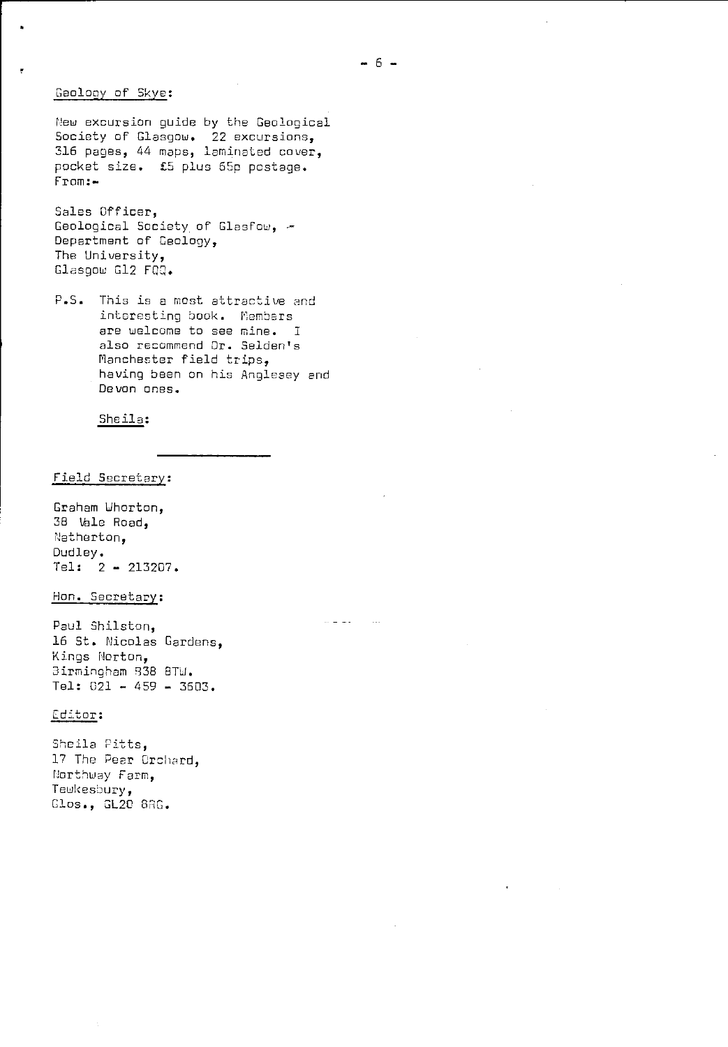Geology of Skye:

New excursion guide by the Geological Society of Glasgow. 22 excursions, 316 pages, 44 maps, laminated cover, pocket size. £5 plus 65p postage. From:-

Sales Officer,
Geological Society of Glasfow, -
Department of Geology,
The University,
Glasgow G12 FQQ.

P.S. This is a most attractive and interesting book. Members are welcome to see mine. I also recommend Dr. Selden's Manchester field trips, having been on his Anglesey and Devon ones.

Sheila:

---

Field Secretary:

Graham Whorton,
38 Vale Road,
Netherton,
Dudley.
Tel: 2 - 213207.

Hon. Secretary:

Paul Shilston,
16 St. Nicolas Gardens,
Kings Norton,
Birmingham B38 8TW.
Tel: 021 - 459 - 3603.

Editor:

Sheila Pitts,
17 The Pear Orchard,
Northway Farm,
Tewkesbury,
Glos., GL20 8RG.